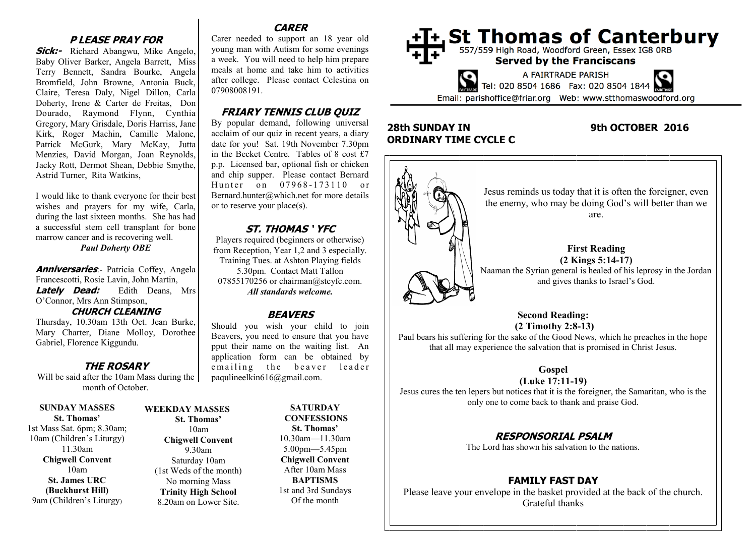# St Thomas of Canterbury

557/559 High Road, Woodford Green, Essex IG8 0RB

**Served by the Franciscans**

A FAIRTRADE PARISH

Tel: 020 8504 1686 Fax: 020 8504 1844

Email: parishoffice@friar.org Web: www.stthomaswoodford.org

**28th SUNDAY IN ORDINARY TIME CYCLE C** — **9th OCTOBER 2016**

Jesus reminds us today that it is often the foreigner, even the enemy, who may be doing God's will better than we are.

**First Reading**
**(2 Kings 5:14-17)**
Naaman the Syrian general is healed of his leprosy in the Jordan and gives thanks to Israel's God.

**Second Reading:**
**(2 Timothy 2:8-13)**
Paul bears his suffering for the sake of the Good News, which he preaches in the hope that all may experience the salvation that is promised in Christ Jesus.

**Gospel**
**(Luke 17:11-19)**
Jesus cures the ten lepers but notices that it is the foreigner, the Samaritan, who is the only one to come back to thank and praise God.

## RESPONSORIAL PSALM

The Lord has shown his salvation to the nations.

## FAMILY FAST DAY

Please leave your envelope in the basket provided at the back of the church. Grateful thanks

## P LEASE PRAY FOR

***Sick:-*** Richard Abangwu, Mike Angelo, Baby Oliver Barker, Angela Barrett, Miss Terry Bennett, Sandra Bourke, Angela Bromfield, John Browne, Antonia Buck, Claire, Teresa Daly, Nigel Dillon, Carla Doherty, Irene & Carter de Freitas, Don Dourado, Raymond Flynn, Cynthia Gregory, Mary Grisdale, Doris Harriss, Jane Kirk, Roger Machin, Camille Malone, Patrick McGurk, Mary McKay, Jutta Menzies, David Morgan, Joan Reynolds, Jacky Rott, Dermot Shean, Debbie Smythe, Astrid Turner, Rita Watkins,

I would like to thank everyone for their best wishes and prayers for my wife, Carla, during the last sixteen months. She has had a successful stem cell transplant for bone marrow cancer and is recovering well.
*Paul Doherty OBE*

***Anniversaries***:- Patricia Coffey, Angela Francescotti, Rosie Lavin, John Martin,
***Lately Dead:*** Edith Deans, Mrs O'Connor, Mrs Ann Stimpson,

## CHURCH CLEANING

Thursday, 10.30am 13th Oct. Jean Burke, Mary Charter, Diane Molloy, Dorothee Gabriel, Florence Kiggundu.

## THE ROSARY

Will be said after the 10am Mass during the month of October.

## CARER

Carer needed to support an 18 year old young man with Autism for some evenings a week. You will need to help him prepare meals at home and take him to activities after college. Please contact Celestina on 07908008191.

## FRIARY TENNIS CLUB QUIZ

By popular demand, following universal acclaim of our quiz in recent years, a diary date for you! Sat. 19th November 7.30pm in the Becket Centre. Tables of 8 cost £7 p.p. Licensed bar, optional fish or chicken and chip supper. Please contact Bernard Hunter on 07968-173110 or Bernard.hunter@which.net for more details or to reserve your place(s).

## ST. THOMAS ' YFC

Players required (beginners or otherwise) from Reception, Year 1,2 and 3 especially. Training Tues. at Ashton Playing fields 5.30pm. Contact Matt Tallon 07855170256 or chairman@stcyfc.com.
***All standards welcome.***

## BEAVERS

Should you wish your child to join Beavers, you need to ensure that you have pput their name on the waiting list. An application form can be obtained by emailing the beaver leader paqulineelkin616@gmail.com.

**SUNDAY MASSES**
**St. Thomas'**
1st Mass Sat. 6pm; 8.30am; 10am (Children's Liturgy) 11.30am
**Chigwell Convent**
10am
**St. James URC (Buckhurst Hill)**
9am (Children's Liturgy)

**WEEKDAY MASSES**
**St. Thomas'**
10am
**Chigwell Convent**
9.30am
Saturday 10am
(1st Weds of the month)
No morning Mass
**Trinity High School**
8.20am on Lower Site.

**SATURDAY CONFESSIONS**
**St. Thomas'**
10.30am—11.30am
5.00pm—5.45pm
**Chigwell Convent**
After 10am Mass
**BAPTISMS**
1st and 3rd Sundays
Of the month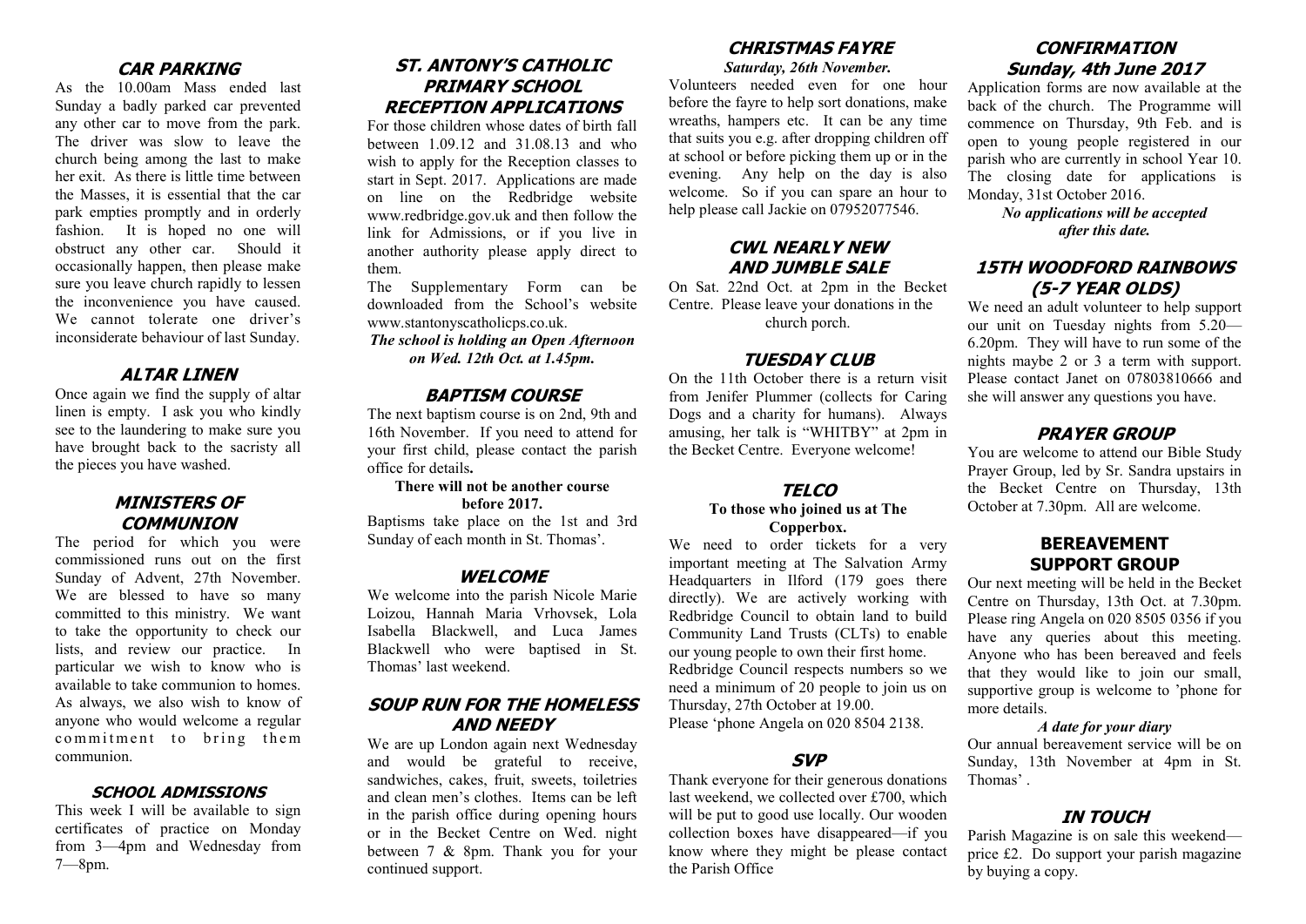## CAR PARKING

As the 10.00am Mass ended last Sunday a badly parked car prevented any other car to move from the park. The driver was slow to leave the church being among the last to make her exit. As there is little time between the Masses, it is essential that the car park empties promptly and in orderly fashion. It is hoped no one will obstruct any other car. Should it occasionally happen, then please make sure you leave church rapidly to lessen the inconvenience you have caused. We cannot tolerate one driver's inconsiderate behaviour of last Sunday.

## ALTAR LINEN

Once again we find the supply of altar linen is empty. I ask you who kindly see to the laundering to make sure you have brought back to the sacristy all the pieces you have washed.

## MINISTERS OF COMMUNION

The period for which you were commissioned runs out on the first Sunday of Advent, 27th November. We are blessed to have so many committed to this ministry. We want to take the opportunity to check our lists, and review our practice. In particular we wish to know who is available to take communion to homes. As always, we also wish to know of anyone who would welcome a regular commitment to bring them communion.

## SCHOOL ADMISSIONS

This week I will be available to sign certificates of practice on Monday from 3—4pm and Wednesday from 7—8pm.

## ST. ANTONY'S CATHOLIC PRIMARY SCHOOL RECEPTION APPLICATIONS

For those children whose dates of birth fall between 1.09.12 and 31.08.13 and who wish to apply for the Reception classes to start in Sept. 2017. Applications are made on line on the Redbridge website www.redbridge.gov.uk and then follow the link for Admissions, or if you live in another authority please apply direct to them.

The Supplementary Form can be downloaded from the School's website www.stantonyscatholicps.co.uk.

***The school is holding an Open Afternoon on Wed. 12th Oct. at 1.45pm.***

## BAPTISM COURSE

The next baptism course is on 2nd, 9th and 16th November. If you need to attend for your first child, please contact the parish office for details**.**

**There will not be another course before 2017.**

Baptisms take place on the 1st and 3rd Sunday of each month in St. Thomas'.

## WELCOME

We welcome into the parish Nicole Marie Loizou, Hannah Maria Vrhovsek, Lola Isabella Blackwell, and Luca James Blackwell who were baptised in St. Thomas' last weekend.

## SOUP RUN FOR THE HOMELESS AND NEEDY

We are up London again next Wednesday and would be grateful to receive, sandwiches, cakes, fruit, sweets, toiletries and clean men's clothes. Items can be left in the parish office during opening hours or in the Becket Centre on Wed. night between 7 & 8pm. Thank you for your continued support.

## CHRISTMAS FAYRE

***Saturday, 26th November.***

Volunteers needed even for one hour before the fayre to help sort donations, make wreaths, hampers etc. It can be any time that suits you e.g. after dropping children off at school or before picking them up or in the evening. Any help on the day is also welcome. So if you can spare an hour to help please call Jackie on 07952077546.

## CWL NEARLY NEW AND JUMBLE SALE

On Sat. 22nd Oct. at 2pm in the Becket Centre. Please leave your donations in the church porch.

## TUESDAY CLUB

On the 11th October there is a return visit from Jenifer Plummer (collects for Caring Dogs and a charity for humans). Always amusing, her talk is "WHITBY" at 2pm in the Becket Centre. Everyone welcome!

## TELCO

**To those who joined us at The Copperbox.**

We need to order tickets for a very important meeting at The Salvation Army Headquarters in Ilford (179 goes there directly). We are actively working with Redbridge Council to obtain land to build Community Land Trusts (CLTs) to enable our young people to own their first home.

Redbridge Council respects numbers so we need a minimum of 20 people to join us on Thursday, 27th October at 19.00.

Please 'phone Angela on 020 8504 2138.

## SVP

Thank everyone for their generous donations last weekend, we collected over £700, which will be put to good use locally. Our wooden collection boxes have disappeared—if you know where they might be please contact the Parish Office

## CONFIRMATION Sunday, 4th June 2017

Application forms are now available at the back of the church. The Programme will commence on Thursday, 9th Feb. and is open to young people registered in our parish who are currently in school Year 10. The closing date for applications is Monday, 31st October 2016.

***No applications will be accepted after this date.***

## 15TH WOODFORD RAINBOWS (5-7 YEAR OLDS)

We need an adult volunteer to help support our unit on Tuesday nights from 5.20—6.20pm. They will have to run some of the nights maybe 2 or 3 a term with support. Please contact Janet on 07803810666 and she will answer any questions you have.

## PRAYER GROUP

You are welcome to attend our Bible Study Prayer Group, led by Sr. Sandra upstairs in the Becket Centre on Thursday, 13th October at 7.30pm. All are welcome.

## BEREAVEMENT SUPPORT GROUP

Our next meeting will be held in the Becket Centre on Thursday, 13th Oct. at 7.30pm. Please ring Angela on 020 8505 0356 if you have any queries about this meeting. Anyone who has been bereaved and feels that they would like to join our small, supportive group is welcome to 'phone for more details.

***A date for your diary***

Our annual bereavement service will be on Sunday, 13th November at 4pm in St. Thomas' .

## IN TOUCH

Parish Magazine is on sale this weekend—price £2. Do support your parish magazine by buying a copy.